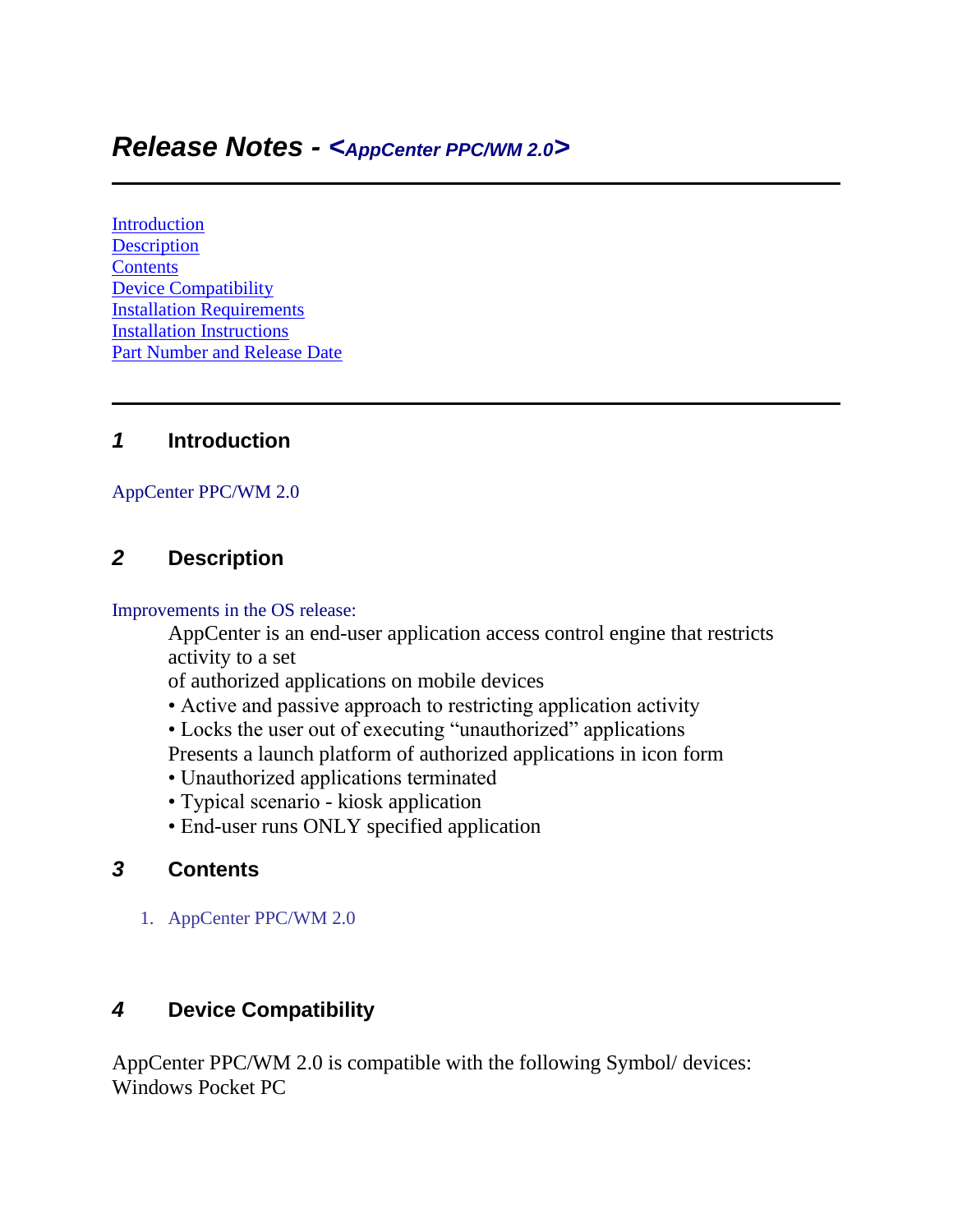# *Release Notes - <AppCenter PPC/WM 2.0>*

---

[Introduction](#)
[Description](#)
[Contents](#)
[Device Compatibility](#)
[Installation Requirements](#)
[Installation Instructions](#)
[Part Number and Release Date](#)

---

## *1* Introduction

AppCenter PPC/WM 2.0

## *2* Description

Improvements in the OS release:

AppCenter is an end-user application access control engine that restricts activity to a set
of authorized applications on mobile devices
• Active and passive approach to restricting application activity
• Locks the user out of executing "unauthorized" applications
Presents a launch platform of authorized applications in icon form
• Unauthorized applications terminated
• Typical scenario - kiosk application
• End-user runs ONLY specified application

## *3* Contents

1. AppCenter PPC/WM 2.0

## *4* Device Compatibility

AppCenter PPC/WM 2.0 is compatible with the following Symbol/ devices:
Windows Pocket PC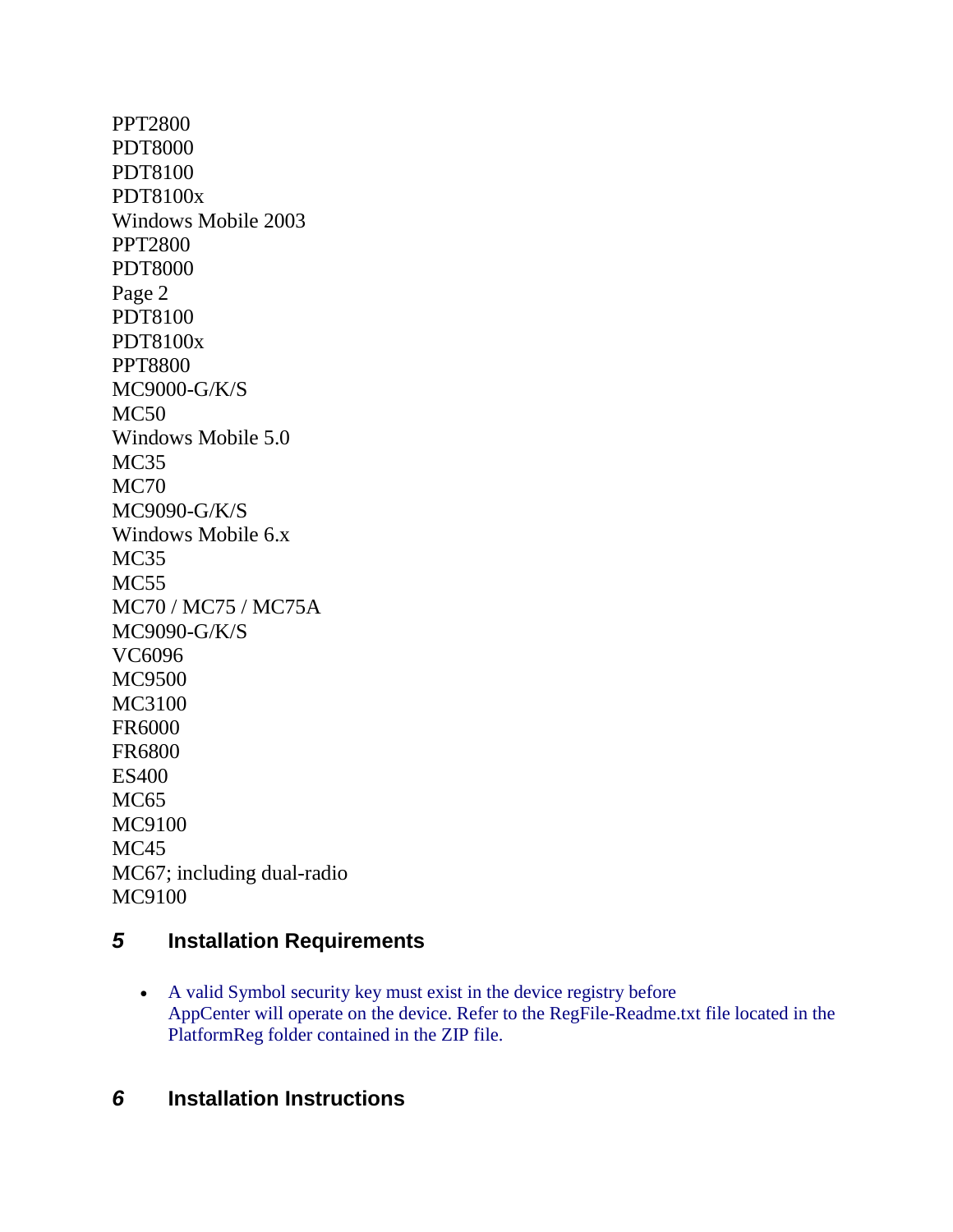PPT2800
PDT8000
PDT8100
PDT8100x
Windows Mobile 2003
PPT2800
PDT8000
PDT8100
PDT8100x
PPT8800
MC9000-G/K/S
MC50
Windows Mobile 5.0
MC35
MC70
MC9090-G/K/S
Windows Mobile 6.x
MC35
MC55
MC70 / MC75 / MC75A
MC9090-G/K/S
VC6096
MC9500
MC3100
FR6000
FR6800
ES400
MC65
MC9100
MC45
MC67; including dual-radio
MC9100

## *5* Installation Requirements

- A valid Symbol security key must exist in the device registry before AppCenter will operate on the device. Refer to the RegFile-Readme.txt file located in the PlatformReg folder contained in the ZIP file.

## *6* Installation Instructions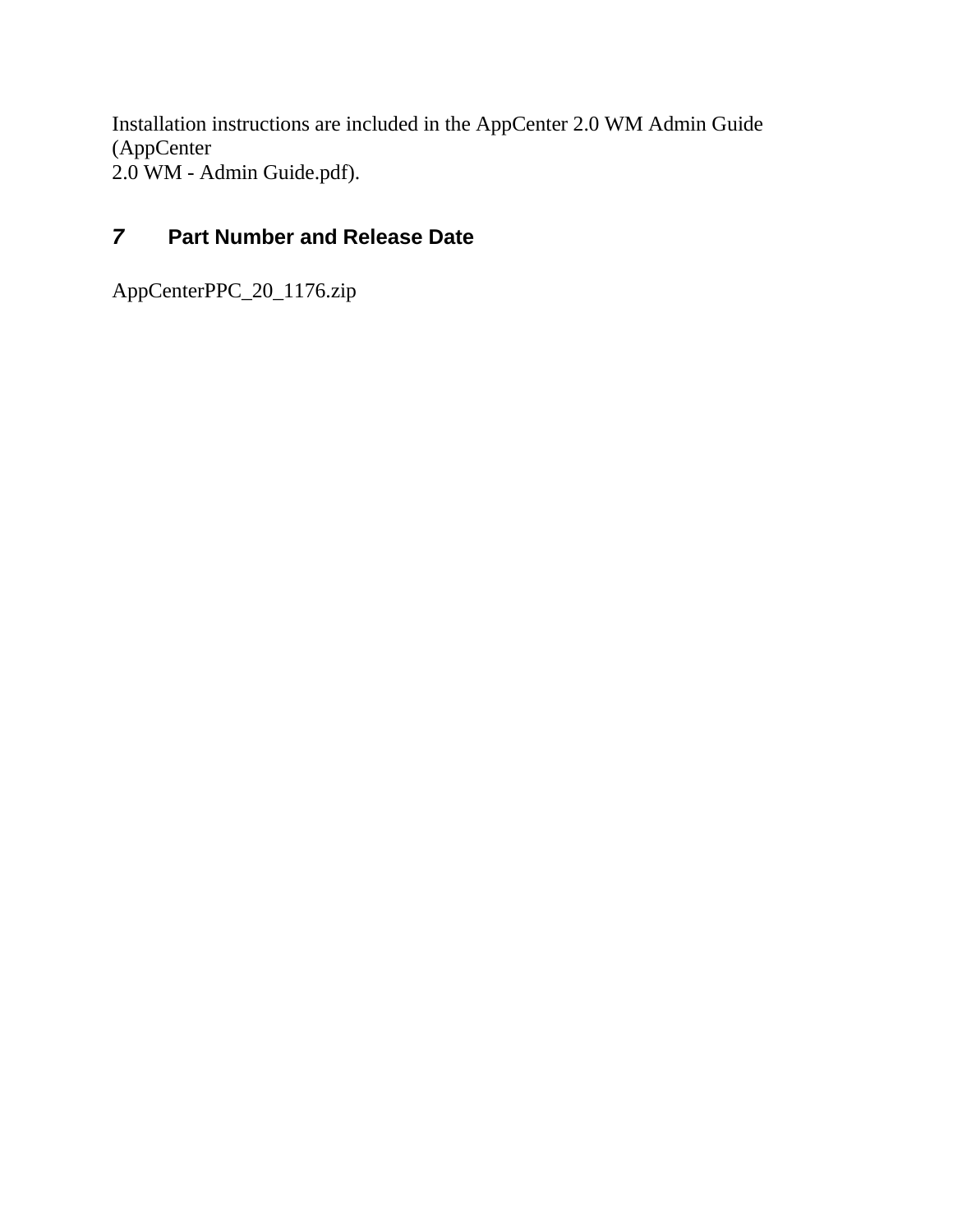Installation instructions are included in the AppCenter 2.0 WM Admin Guide (AppCenter 2.0 WM - Admin Guide.pdf).

## 7 Part Number and Release Date

AppCenterPPC_20_1176.zip